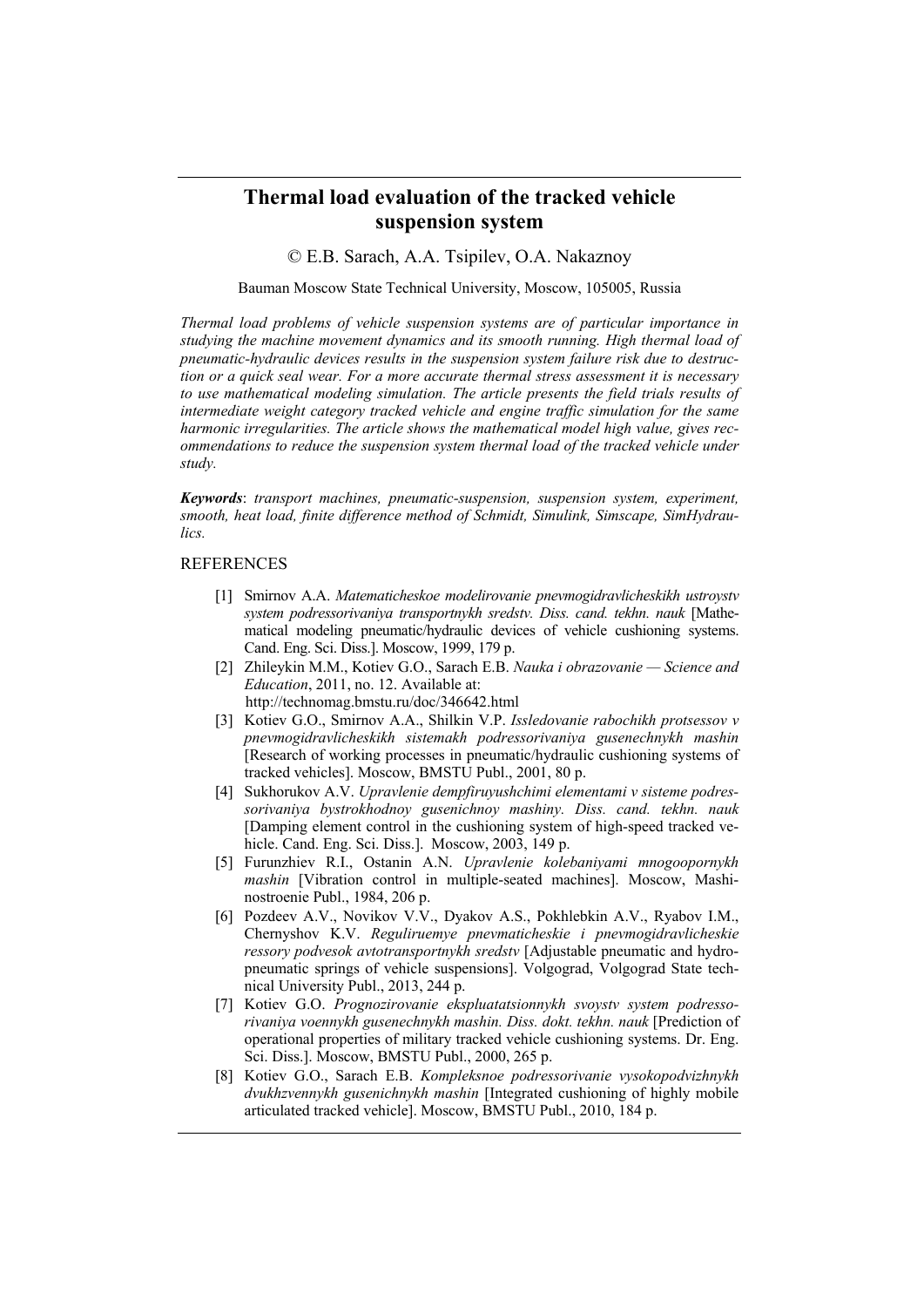# Thermal load evaluation of the tracked vehicle suspension system

© E.B. Sarach, A.A. Tsipilev, O.A. Nakaznoy

Bauman Moscow State Technical University, Moscow, 105005, Russia

*Thermal load problems of vehicle suspension systems are of particular importance in studying the machine movement dynamics and its smooth running. High thermal load of pneumatic-hydraulic devices results in the suspension system failure risk due to destruction or a quick seal wear. For a more accurate thermal stress assessment it is necessary to use mathematical modeling simulation. The article presents the field trials results of intermediate weight category tracked vehicle and engine traffic simulation for the same harmonic irregularities. The article shows the mathematical model high value, gives recommendations to reduce the suspension system thermal load of the tracked vehicle under study.*

***Keywords***: *transport machines, pneumatic-suspension, suspension system, experiment, smooth, heat load, finite difference method of Schmidt, Simulink, Simscape, SimHydraulics.*

## REFERENCES

[1] Smirnov A.A. *Matematicheskoe modelirovanie pnevmogidravlicheskikh ustroystv system podressorivaniya transportnykh sredstv. Diss. cand. tekhn. nauk* [Mathematical modeling pneumatic/hydraulic devices of vehicle cushioning systems. Cand. Eng. Sci. Diss.]. Moscow, 1999, 179 p.

[2] Zhileykin M.M., Kotiev G.O., Sarach E.B. *Nauka i obrazovanie — Science and Education*, 2011, no. 12. Available at: http://technomag.bmstu.ru/doc/346642.html

[3] Kotiev G.O., Smirnov A.A., Shilkin V.P. *Issledovanie rabochikh protsessov v pnevmogidravlicheskikh sistemakh podressorivaniya gusenechnykh mashin* [Research of working processes in pneumatic/hydraulic cushioning systems of tracked vehicles]. Moscow, BMSTU Publ., 2001, 80 p.

[4] Sukhorukov A.V. *Upravlenie dempfiruyushchimi elementami v sisteme podressorivaniya bystrokhodnoy gusenichnoy mashiny. Diss. cand. tekhn. nauk* [Damping element control in the cushioning system of high-speed tracked vehicle. Cand. Eng. Sci. Diss.]. Moscow, 2003, 149 p.

[5] Furunzhiev R.I., Ostanin A.N. *Upravlenie kolebaniyami mnogoopornykh mashin* [Vibration control in multiple-seated machines]. Moscow, Mashinostroenie Publ., 1984, 206 p.

[6] Pozdeev A.V., Novikov V.V., Dyakov A.S., Pokhlebkin A.V., Ryabov I.M., Chernyshov K.V. *Reguliruemye pnevmaticheskie i pnevmogidravlicheskie ressory podvesok avtotransportnykh sredstv* [Adjustable pneumatic and hydropneumatic springs of vehicle suspensions]. Volgograd, Volgograd State technical University Publ., 2013, 244 p.

[7] Kotiev G.O. *Prognozirovanie ekspluatatsionnykh svoystv system podressorivaniya voennykh gusenechnykh mashin. Diss. dokt. tekhn. nauk* [Prediction of operational properties of military tracked vehicle cushioning systems. Dr. Eng. Sci. Diss.]. Moscow, BMSTU Publ., 2000, 265 p.

[8] Kotiev G.O., Sarach E.B. *Kompleksnoe podressorivanie vysokopodvizhnykh dvukhzvennykh gusenichnykh mashin* [Integrated cushioning of highly mobile articulated tracked vehicle]. Moscow, BMSTU Publ., 2010, 184 p.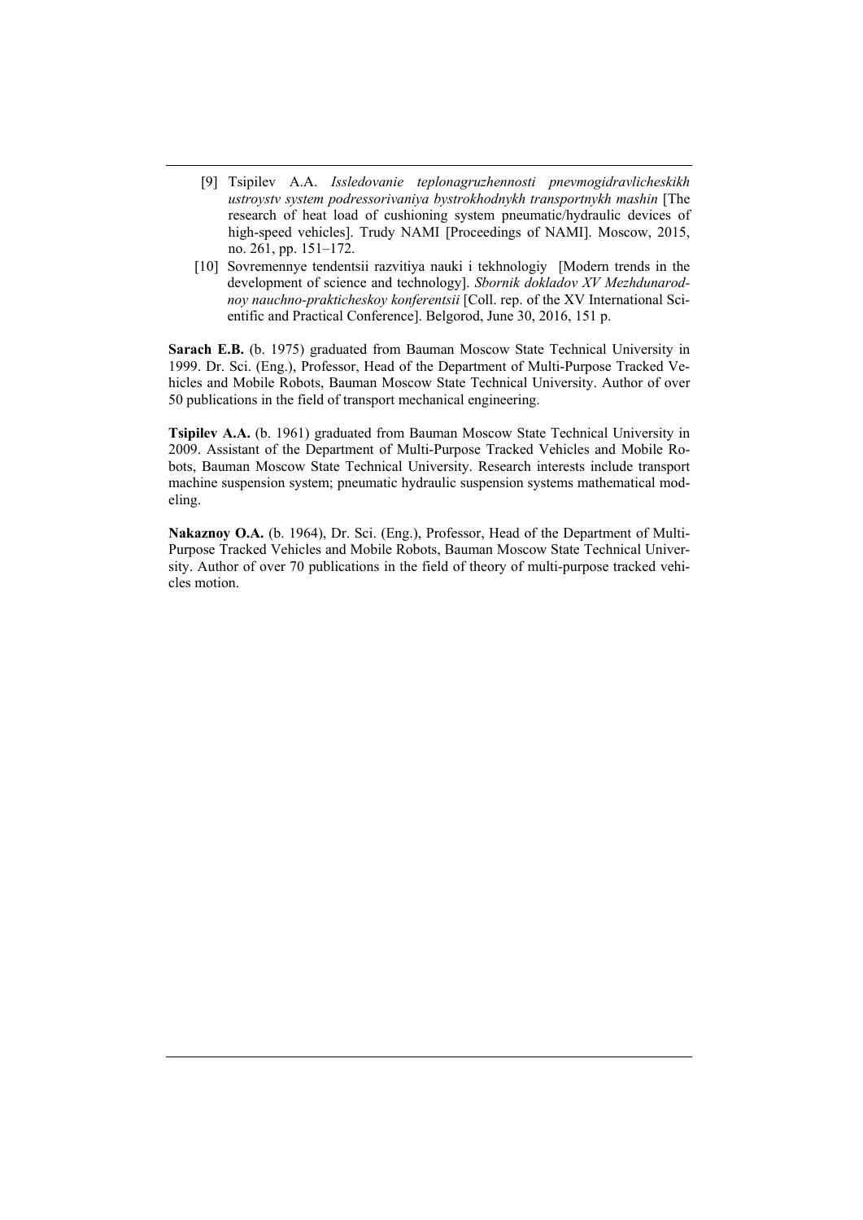[9] Tsipilev A.A. *Issledovanie teplonagruzhennosti pnevmogidravlicheskikh ustroystv system podressorivaniya bystrokhodnykh transportnykh mashin* [The research of heat load of cushioning system pneumatic/hydraulic devices of high-speed vehicles]. Trudy NAMI [Proceedings of NAMI]. Moscow, 2015, no. 261, pp. 151–172.

[10] Sovremennye tendentsii razvitiya nauki i tekhnologiy [Modern trends in the development of science and technology]. *Sbornik dokladov XV Mezhdunarodnoy nauchno-prakticheskoy konferentsii* [Coll. rep. of the XV International Scientific and Practical Conference]. Belgorod, June 30, 2016, 151 p.

**Sarach E.B.** (b. 1975) graduated from Bauman Moscow State Technical University in 1999. Dr. Sci. (Eng.), Professor, Head of the Department of Multi-Purpose Tracked Vehicles and Mobile Robots, Bauman Moscow State Technical University. Author of over 50 publications in the field of transport mechanical engineering.

**Tsipilev A.A.** (b. 1961) graduated from Bauman Moscow State Technical University in 2009. Assistant of the Department of Multi-Purpose Tracked Vehicles and Mobile Robots, Bauman Moscow State Technical University. Research interests include transport machine suspension system; pneumatic hydraulic suspension systems mathematical modeling.

**Nakaznoy O.A.** (b. 1964), Dr. Sci. (Eng.), Professor, Head of the Department of Multi-Purpose Tracked Vehicles and Mobile Robots, Bauman Moscow State Technical University. Author of over 70 publications in the field of theory of multi-purpose tracked vehicles motion.